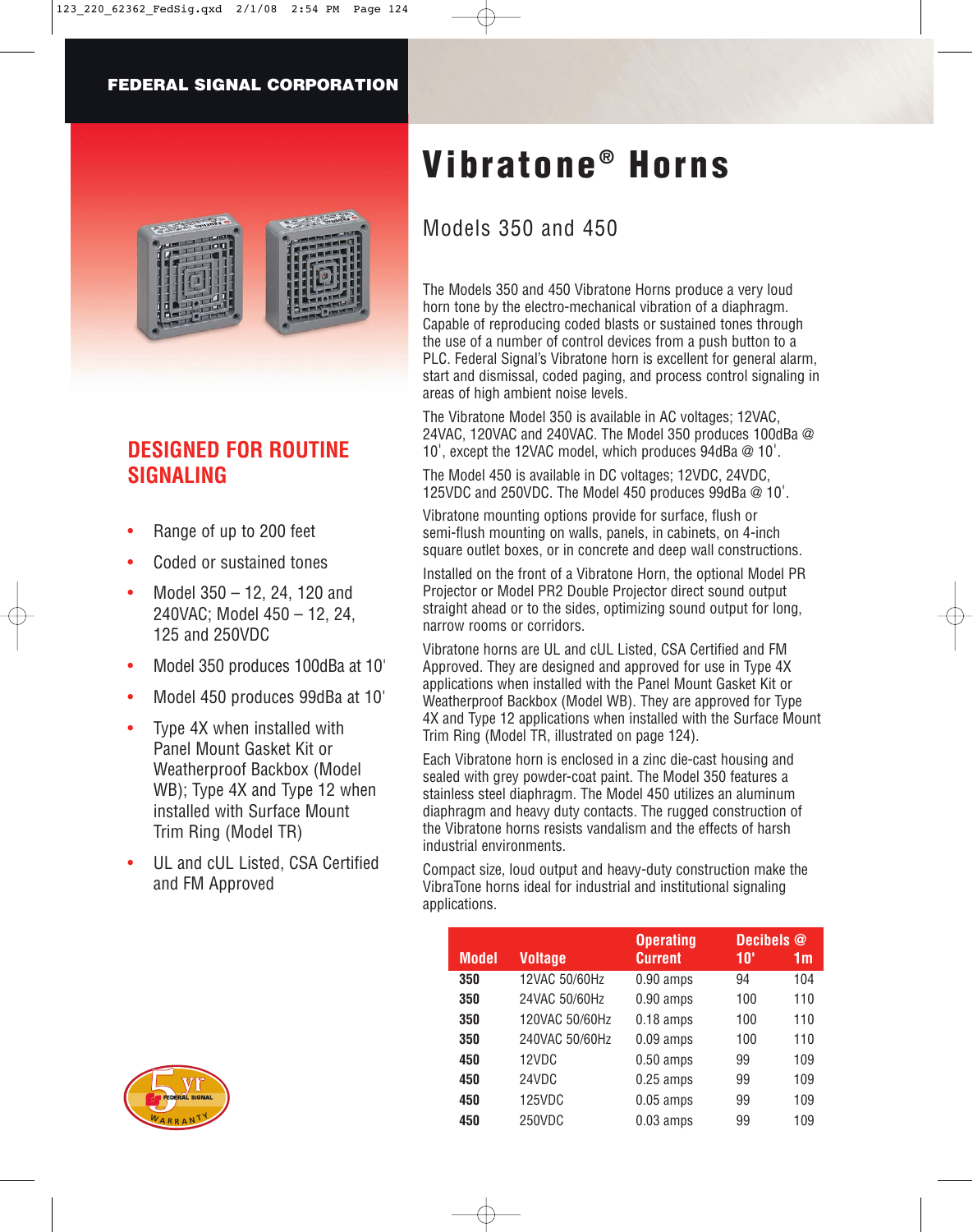FEDERAL SIGNAL CORPORATION

# Vibratone® Horns

## Models 350 and 450

## DESIGNED FOR ROUTINE SIGNALING

- Range of up to 200 feet
- Coded or sustained tones
- Model 350 – 12, 24, 120 and 240VAC; Model 450 – 12, 24, 125 and 250VDC
- Model 350 produces 100dBa at 10'
- Model 450 produces 99dBa at 10'
- Type 4X when installed with Panel Mount Gasket Kit or Weatherproof Backbox (Model WB); Type 4X and Type 12 when installed with Surface Mount Trim Ring (Model TR)
- UL and cUL Listed, CSA Certified and FM Approved

The Models 350 and 450 Vibratone Horns produce a very loud horn tone by the electro-mechanical vibration of a diaphragm. Capable of reproducing coded blasts or sustained tones through the use of a number of control devices from a push button to a PLC. Federal Signal's Vibratone horn is excellent for general alarm, start and dismissal, coded paging, and process control signaling in areas of high ambient noise levels.

The Vibratone Model 350 is available in AC voltages; 12VAC, 24VAC, 120VAC and 240VAC. The Model 350 produces 100dBa @ 10', except the 12VAC model, which produces 94dBa @ 10'.

The Model 450 is available in DC voltages; 12VDC, 24VDC, 125VDC and 250VDC. The Model 450 produces 99dBa @ 10'.

Vibratone mounting options provide for surface, flush or semi-flush mounting on walls, panels, in cabinets, on 4-inch square outlet boxes, or in concrete and deep wall constructions.

Installed on the front of a Vibratone Horn, the optional Model PR Projector or Model PR2 Double Projector direct sound output straight ahead or to the sides, optimizing sound output for long, narrow rooms or corridors.

Vibratone horns are UL and cUL Listed, CSA Certified and FM Approved. They are designed and approved for use in Type 4X applications when installed with the Panel Mount Gasket Kit or Weatherproof Backbox (Model WB). They are approved for Type 4X and Type 12 applications when installed with the Surface Mount Trim Ring (Model TR, illustrated on page 124).

Each Vibratone horn is enclosed in a zinc die-cast housing and sealed with grey powder-coat paint. The Model 350 features a stainless steel diaphragm. The Model 450 utilizes an aluminum diaphragm and heavy duty contacts. The rugged construction of the Vibratone horns resists vandalism and the effects of harsh industrial environments.

Compact size, loud output and heavy-duty construction make the VibraTone horns ideal for industrial and institutional signaling applications.

| Model | Voltage | Operating Current | Decibels @ 10' | 1m |
|---|---|---|---|---|
| 350 | 12VAC 50/60Hz | 0.90 amps | 94 | 104 |
| 350 | 24VAC 50/60Hz | 0.90 amps | 100 | 110 |
| 350 | 120VAC 50/60Hz | 0.18 amps | 100 | 110 |
| 350 | 240VAC 50/60Hz | 0.09 amps | 100 | 110 |
| 450 | 12VDC | 0.50 amps | 99 | 109 |
| 450 | 24VDC | 0.25 amps | 99 | 109 |
| 450 | 125VDC | 0.05 amps | 99 | 109 |
| 450 | 250VDC | 0.03 amps | 99 | 109 |

5 yr FEDERAL SIGNAL WARRANTY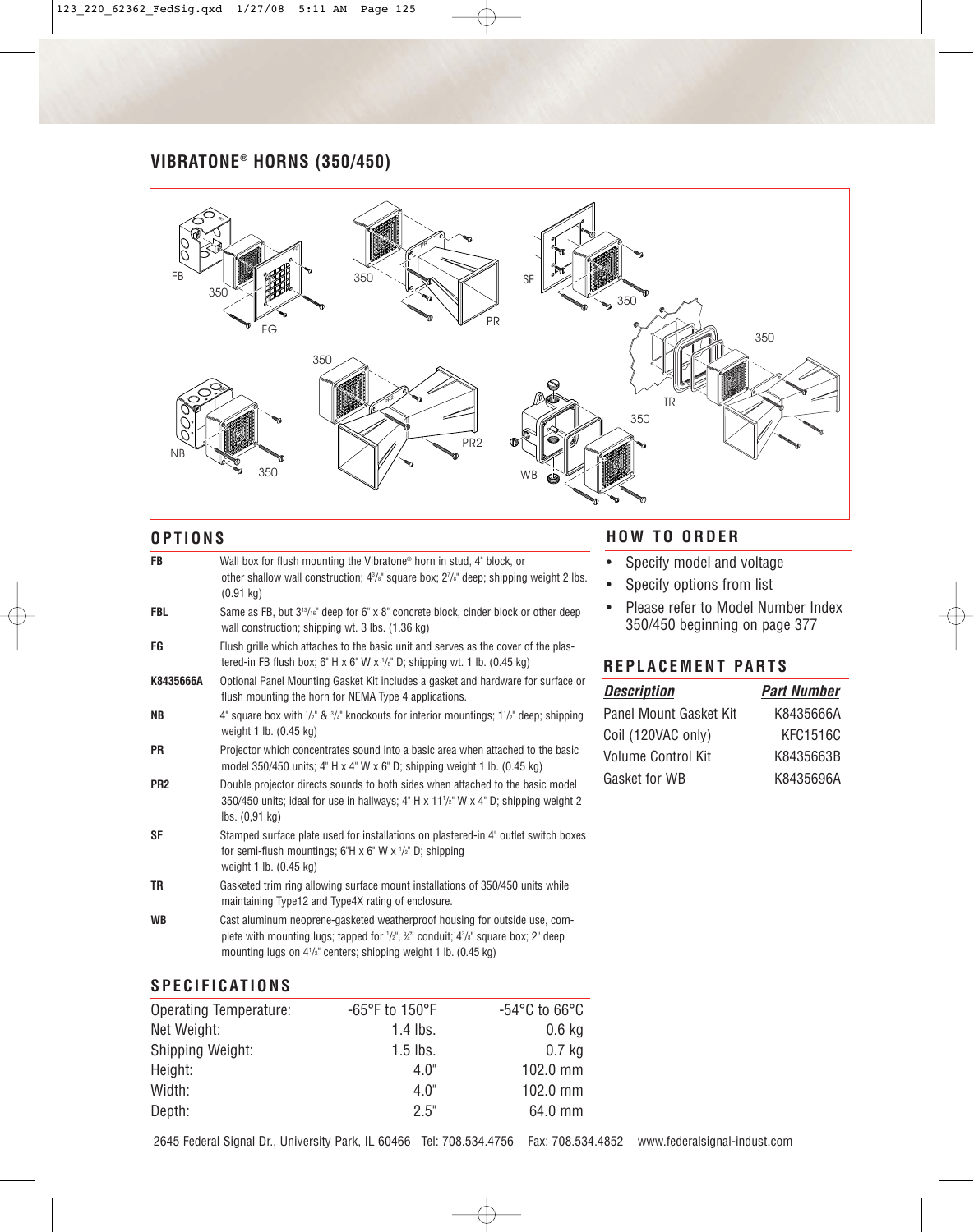## VIBRATONE® HORNS (350/450)

FB
350
FG
350
PR
SF
350
350
TR
350
350
PR2
NB
350
WB

## OPTIONS

| | |
|---|---|
| **FB** | Wall box for flush mounting the Vibratone® horn in stud, 4" block, or other shallow wall construction; 4 3/8" square box; 2 7/8" deep; shipping weight 2 lbs. (0.91 kg) |
| **FBL** | Same as FB, but 3 13/16" deep for 6" x 8" concrete block, cinder block or other deep wall construction; shipping wt. 3 lbs. (1.36 kg) |
| **FG** | Flush grille which attaches to the basic unit and serves as the cover of the plastered-in FB flush box; 6" H x 6" W x 1/8" D; shipping wt. 1 lb. (0.45 kg) |
| **K8435666A** | Optional Panel Mounting Gasket Kit includes a gasket and hardware for surface or flush mounting the horn for NEMA Type 4 applications. |
| **NB** | 4" square box with 1/2" & 3/4" knockouts for interior mountings; 1 1/2" deep; shipping weight 1 lb. (0.45 kg) |
| **PR** | Projector which concentrates sound into a basic area when attached to the basic model 350/450 units; 4" H x 4" W x 6" D; shipping weight 1 lb. (0.45 kg) |
| **PR2** | Double projector directs sounds to both sides when attached to the basic model 350/450 units; ideal for use in hallways; 4" H x 11 1/2" W x 4" D; shipping weight 2 lbs. (0,91 kg) |
| **SF** | Stamped surface plate used for installations on plastered-in 4" outlet switch boxes for semi-flush mountings; 6"H x 6" W x 1/2" D; shipping weight 1 lb. (0.45 kg) |
| **TR** | Gasketed trim ring allowing surface mount installations of 350/450 units while maintaining Type12 and Type4X rating of enclosure. |
| **WB** | Cast aluminum neoprene-gasketed weatherproof housing for outside use, complete with mounting lugs; tapped for 1/2", 3/4" conduit; 4 3/8" square box; 2" deep mounting lugs on 4 1/2" centers; shipping weight 1 lb. (0.45 kg) |

## SPECIFICATIONS

| | | |
|---|---|---|
| Operating Temperature: | -65°F to 150°F | -54°C to 66°C |
| Net Weight: | 1.4 lbs. | 0.6 kg |
| Shipping Weight: | 1.5 lbs. | 0.7 kg |
| Height: | 4.0" | 102.0 mm |
| Width: | 4.0" | 102.0 mm |
| Depth: | 2.5" | 64.0 mm |

## HOW TO ORDER

- Specify model and voltage
- Specify options from list
- Please refer to Model Number Index 350/450 beginning on page 377

## REPLACEMENT PARTS

| ***Description*** | ***Part Number*** |
|---|---|
| Panel Mount Gasket Kit | K8435666A |
| Coil (120VAC only) | KFC1516C |
| Volume Control Kit | K8435663B |
| Gasket for WB | K8435696A |

2645 Federal Signal Dr., University Park, IL 60466 Tel: 708.534.4756 Fax: 708.534.4852 www.federalsignal-indust.com